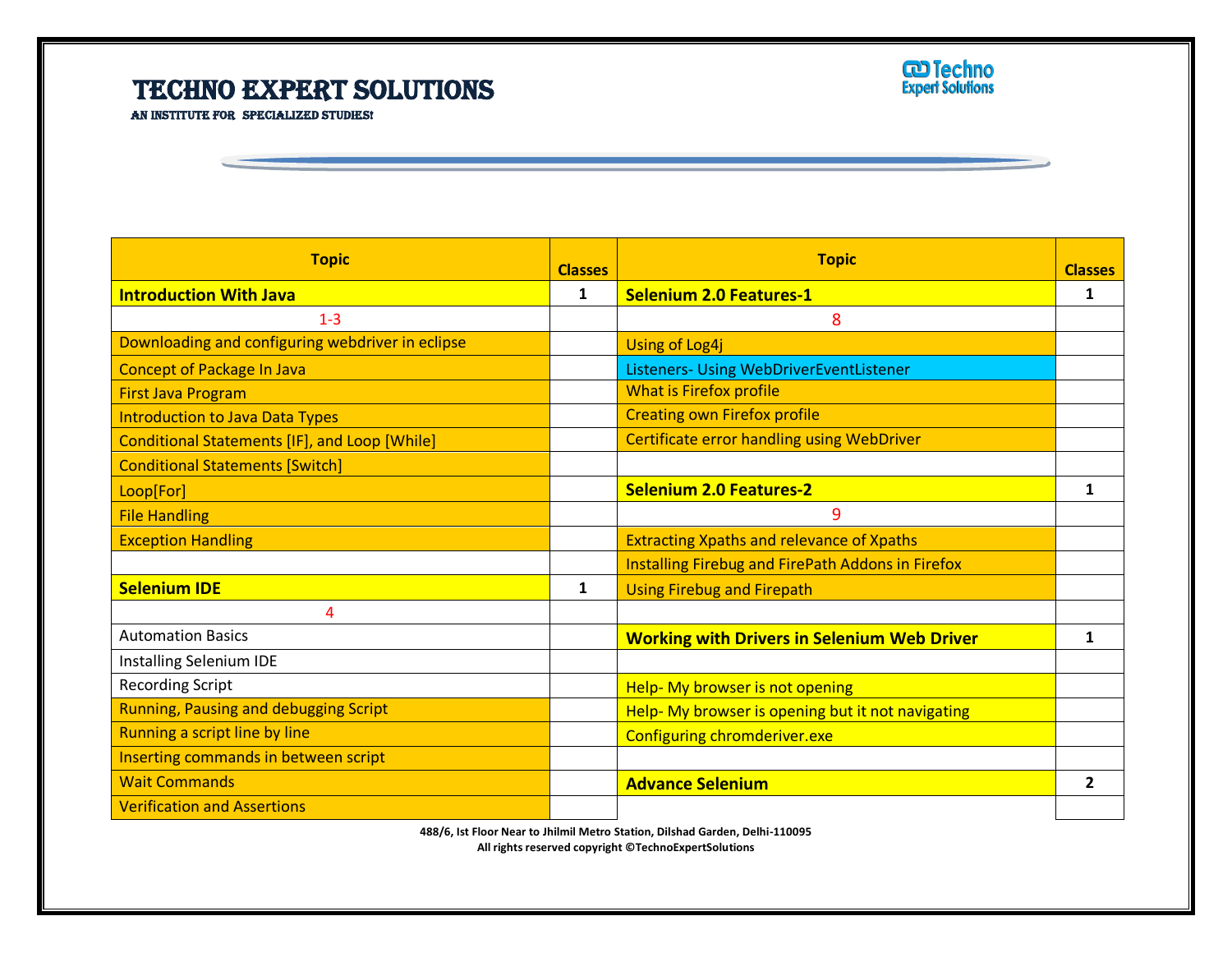# TECHNO EXPERT SOLUTIONS

AN INSTITUTE FOR SPECIALIZED STUDIES!

| Topic | Classes | Topic | Classes |
|---|---|---|---|
| **Introduction With Java** | **1** | **Selenium 2.0 Features-1** | **1** |
| 1-3 | | 8 | |
| Downloading and configuring webdriver in eclipse | | Using of Log4j | |
| Concept of Package In Java | | Listeners- Using WebDriverEventListener | |
| First Java Program | | What is Firefox profile | |
| Introduction to Java Data Types | | Creating own Firefox profile | |
| Conditional Statements [IF], and Loop [While] | | Certificate error handling using WebDriver | |
| Conditional Statements [Switch] | | | |
| Loop[For] | | **Selenium 2.0 Features-2** | **1** |
| File Handling | | 9 | |
| Exception Handling | | Extracting Xpaths and relevance of Xpaths | |
| | | Installing Firebug and FirePath Addons in Firefox | |
| **Selenium IDE** | **1** | Using Firebug and Firepath | |
| 4 | | | |
| Automation Basics | | **Working with Drivers in Selenium Web Driver** | **1** |
| Installing Selenium IDE | | | |
| Recording Script | | Help- My browser is not opening | |
| Running, Pausing and debugging Script | | Help- My browser is opening but it not navigating | |
| Running a script line by line | | Configuring chromderiver.exe | |
| Inserting commands in between script | | | |
| Wait Commands | | **Advance Selenium** | **2** |
| Verification and Assertions | | | |

488/6, Ist Floor Near to Jhilmil Metro Station, Dilshad Garden, Delhi-110095
All rights reserved copyright ©TechnoExpertSolutions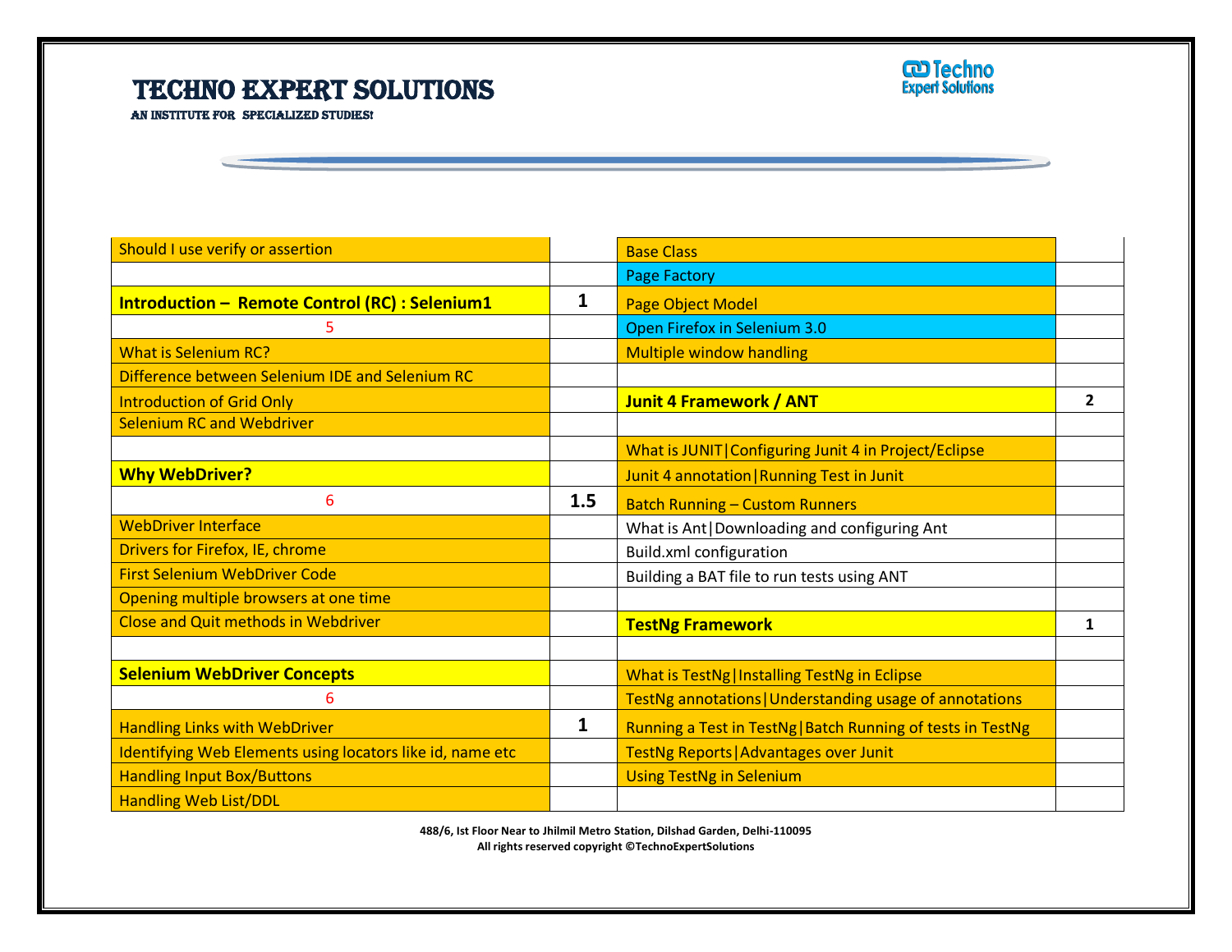| Topic | Duration |
|---|---|
| Should I use verify or assertion | |
| | |
| **Introduction – Remote Control (RC) : Selenium1** | **1** |
| 5 | |
| What is Selenium RC? | |
| Difference between Selenium IDE and Selenium RC | |
| Introduction of Grid Only | |
| Selenium RC and Webdriver | |
| | |
| **Why WebDriver?** | |
| 6 | **1.5** |
| WebDriver Interface | |
| Drivers for Firefox, IE, chrome | |
| First Selenium WebDriver Code | |
| Opening multiple browsers at one time | |
| Close and Quit methods in Webdriver | |
| | |
| **Selenium WebDriver Concepts** | |
| 6 | |
| Handling Links with WebDriver | **1** |
| Identifying Web Elements using locators like id, name etc | |
| Handling Input Box/Buttons | |
| Handling Web List/DDL | |

| Topic | Duration |
|---|---|
| Base Class | |
| Page Factory | |
| Page Object Model | |
| Open Firefox in Selenium 3.0 | |
| Multiple window handling | |
| | |
| **Junit 4 Framework / ANT** | **2** |
| | |
| What is JUNIT\|Configuring Junit 4 in Project/Eclipse | |
| Junit 4 annotation\|Running Test in Junit | |
| Batch Running – Custom Runners | |
| What is Ant\|Downloading and configuring Ant | |
| Build.xml configuration | |
| Building a BAT file to run tests using ANT | |
| | |
| **TestNg Framework** | **1** |
| | |
| What is TestNg\|Installing TestNg in Eclipse | |
| TestNg annotations\|Understanding usage of annotations | |
| Running a Test in TestNg\|Batch Running of tests in TestNg | |
| TestNg Reports\|Advantages over Junit | |
| Using TestNg in Selenium | |
| | |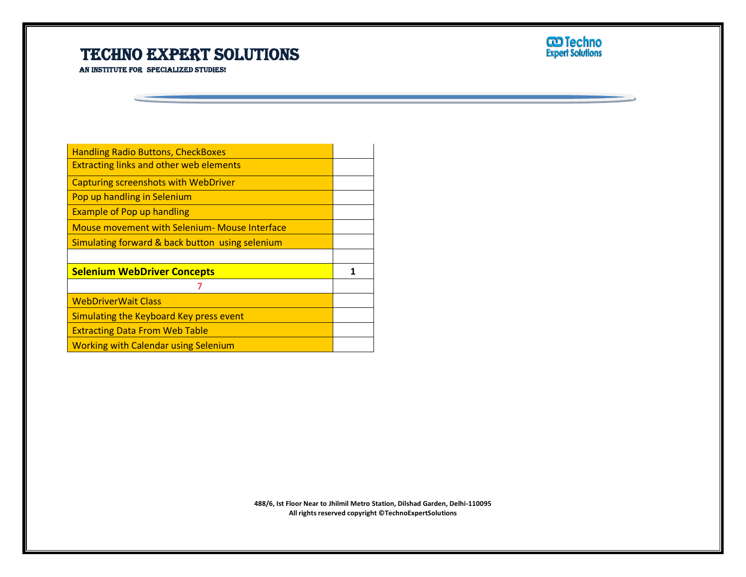| | |
|---|---|
| Handling Radio Buttons, CheckBoxes | |
| Extracting links and other web elements | |
| Capturing screenshots with WebDriver | |
| Pop up handling in Selenium | |
| Example of Pop up handling | |
| Mouse movement with Selenium- Mouse Interface | |
| Simulating forward & back button using selenium | |
| | |
| **Selenium WebDriver Concepts** | **1** |
| 7 | |
| WebDriverWait Class | |
| Simulating the Keyboard Key press event | |
| Extracting Data From Web Table | |
| Working with Calendar using Selenium | |